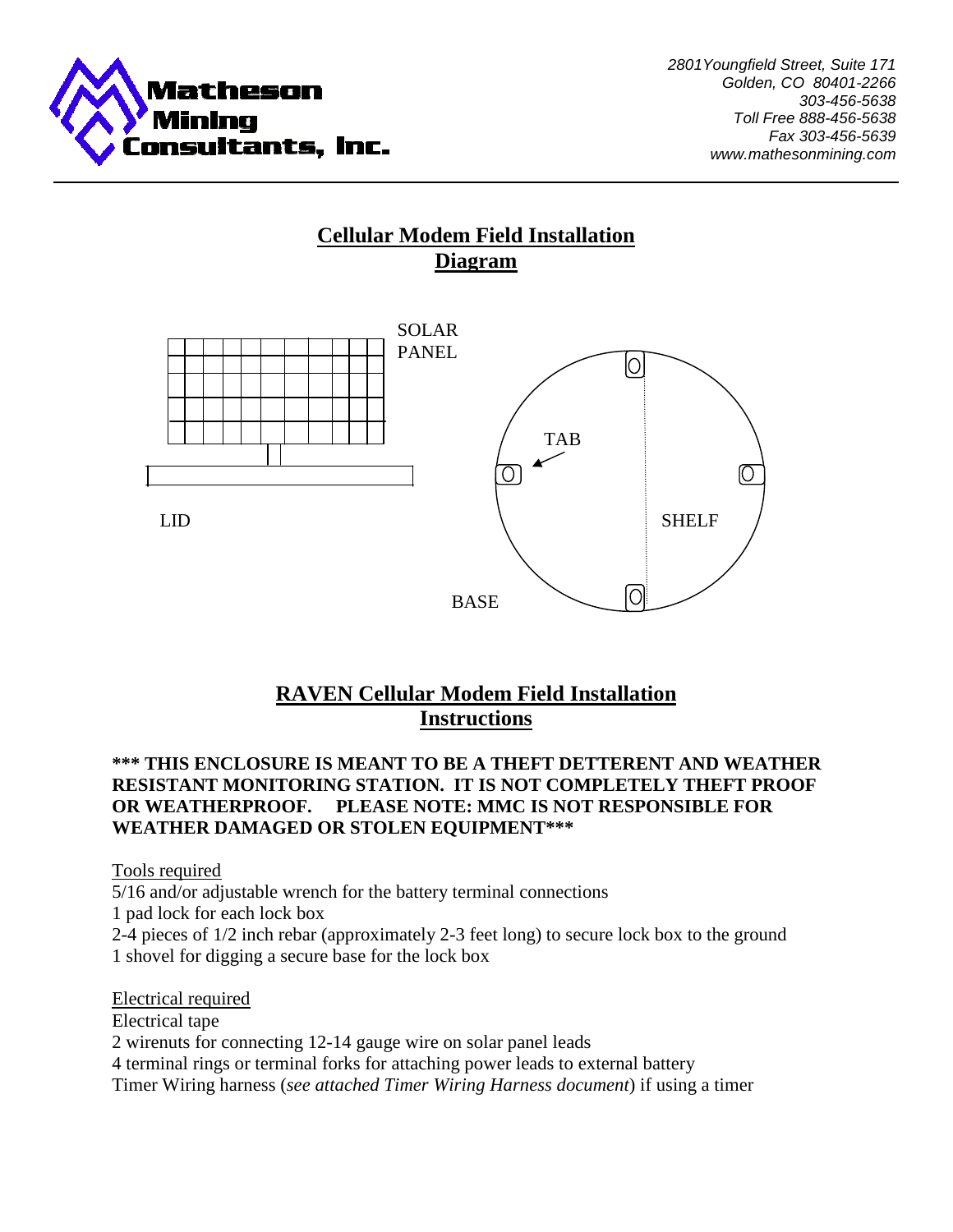Matheson Mining Consultants, Inc.

*2801Youngfield Street, Suite 171*
*Golden, CO 80401-2266*
*303-456-5638*
*Toll Free 888-456-5638*
*Fax 303-456-5639*
*www.mathesonmining.com*

---

# Cellular Modem Field Installation Diagram

SOLAR PANEL

TAB

LID

SHELF

BASE

# RAVEN Cellular Modem Field Installation Instructions

**\*\*\* THIS ENCLOSURE IS MEANT TO BE A THEFT DETTERENT AND WEATHER RESISTANT MONITORING STATION. IT IS NOT COMPLETELY THEFT PROOF OR WEATHERPROOF. PLEASE NOTE: MMC IS NOT RESPONSIBLE FOR WEATHER DAMAGED OR STOLEN EQUIPMENT\*\*\***

Tools required

5/16 and/or adjustable wrench for the battery terminal connections
1 pad lock for each lock box
2-4 pieces of 1/2 inch rebar (approximately 2-3 feet long) to secure lock box to the ground
1 shovel for digging a secure base for the lock box

Electrical required

Electrical tape
2 wirenuts for connecting 12-14 gauge wire on solar panel leads
4 terminal rings or terminal forks for attaching power leads to external battery
Timer Wiring harness (*see attached Timer Wiring Harness document*) if using a timer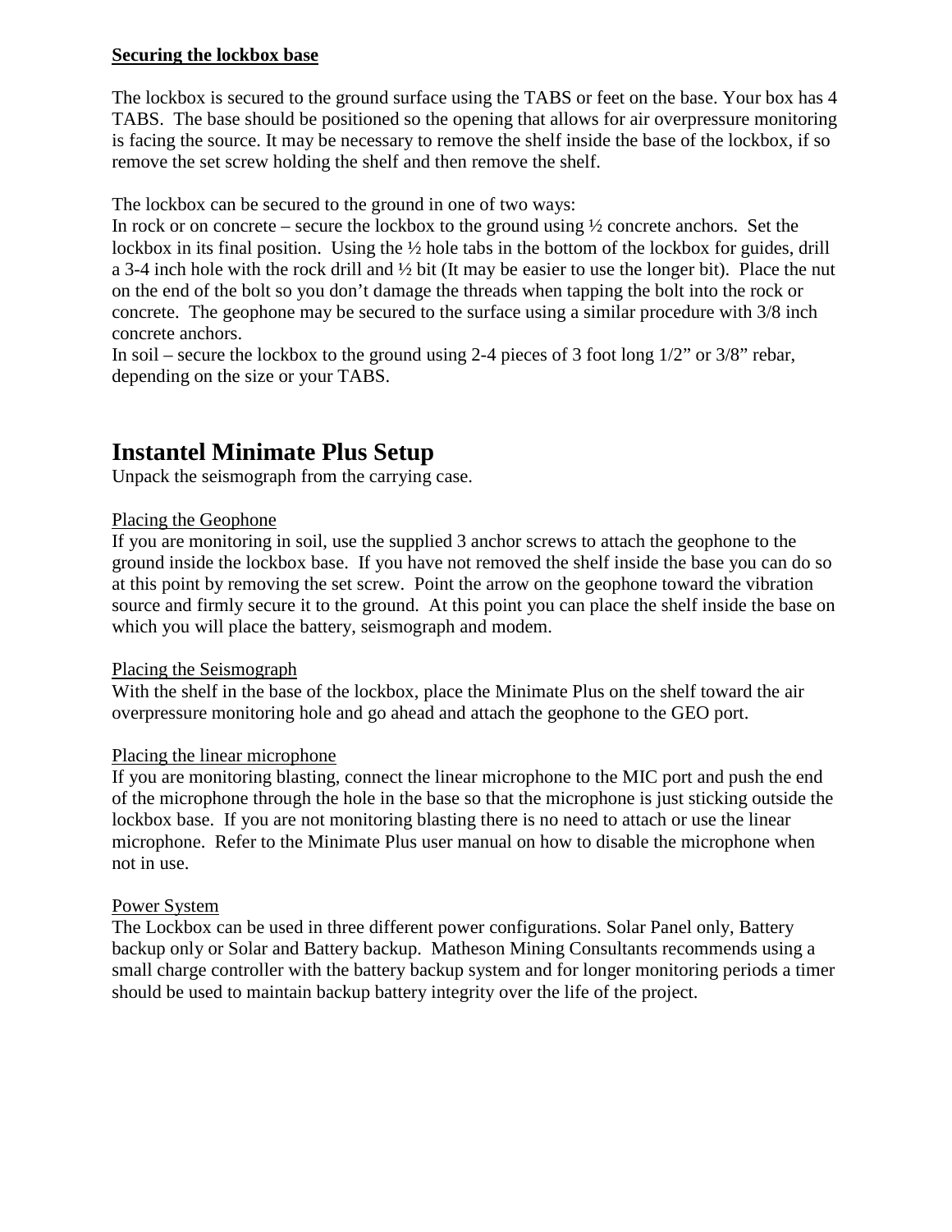**<u>Securing the lockbox base</u>**

The lockbox is secured to the ground surface using the TABS or feet on the base. Your box has 4 TABS. The base should be positioned so the opening that allows for air overpressure monitoring is facing the source. It may be necessary to remove the shelf inside the base of the lockbox, if so remove the set screw holding the shelf and then remove the shelf.

The lockbox can be secured to the ground in one of two ways:
In rock or on concrete – secure the lockbox to the ground using ½ concrete anchors. Set the lockbox in its final position. Using the ½ hole tabs in the bottom of the lockbox for guides, drill a 3-4 inch hole with the rock drill and ½ bit (It may be easier to use the longer bit). Place the nut on the end of the bolt so you don't damage the threads when tapping the bolt into the rock or concrete. The geophone may be secured to the surface using a similar procedure with 3/8 inch concrete anchors.
In soil – secure the lockbox to the ground using 2-4 pieces of 3 foot long 1/2" or 3/8" rebar, depending on the size or your TABS.

# Instantel Minimate Plus Setup

Unpack the seismograph from the carrying case.

<u>Placing the Geophone</u>
If you are monitoring in soil, use the supplied 3 anchor screws to attach the geophone to the ground inside the lockbox base. If you have not removed the shelf inside the base you can do so at this point by removing the set screw. Point the arrow on the geophone toward the vibration source and firmly secure it to the ground. At this point you can place the shelf inside the base on which you will place the battery, seismograph and modem.

<u>Placing the Seismograph</u>
With the shelf in the base of the lockbox, place the Minimate Plus on the shelf toward the air overpressure monitoring hole and go ahead and attach the geophone to the GEO port.

<u>Placing the linear microphone</u>
If you are monitoring blasting, connect the linear microphone to the MIC port and push the end of the microphone through the hole in the base so that the microphone is just sticking outside the lockbox base. If you are not monitoring blasting there is no need to attach or use the linear microphone. Refer to the Minimate Plus user manual on how to disable the microphone when not in use.

<u>Power System</u>
The Lockbox can be used in three different power configurations. Solar Panel only, Battery backup only or Solar and Battery backup. Matheson Mining Consultants recommends using a small charge controller with the battery backup system and for longer monitoring periods a timer should be used to maintain backup battery integrity over the life of the project.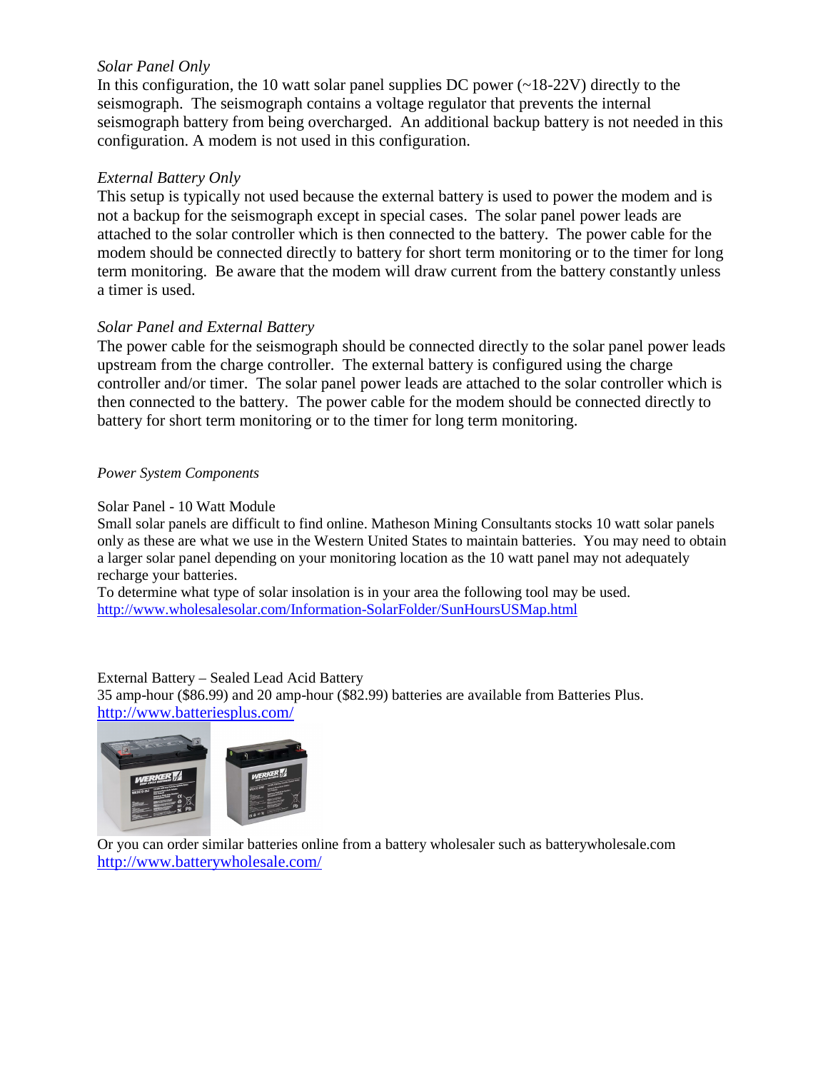*Solar Panel Only*

In this configuration, the 10 watt solar panel supplies DC power (~18-22V) directly to the seismograph. The seismograph contains a voltage regulator that prevents the internal seismograph battery from being overcharged. An additional backup battery is not needed in this configuration. A modem is not used in this configuration.

*External Battery Only*

This setup is typically not used because the external battery is used to power the modem and is not a backup for the seismograph except in special cases. The solar panel power leads are attached to the solar controller which is then connected to the battery. The power cable for the modem should be connected directly to battery for short term monitoring or to the timer for long term monitoring. Be aware that the modem will draw current from the battery constantly unless a timer is used.

*Solar Panel and External Battery*

The power cable for the seismograph should be connected directly to the solar panel power leads upstream from the charge controller. The external battery is configured using the charge controller and/or timer. The solar panel power leads are attached to the solar controller which is then connected to the battery. The power cable for the modem should be connected directly to battery for short term monitoring or to the timer for long term monitoring.

*Power System Components*

Solar Panel - 10 Watt Module

Small solar panels are difficult to find online. Matheson Mining Consultants stocks 10 watt solar panels only as these are what we use in the Western United States to maintain batteries. You may need to obtain a larger solar panel depending on your monitoring location as the 10 watt panel may not adequately recharge your batteries.

To determine what type of solar insolation is in your area the following tool may be used.
http://www.wholesalesolar.com/Information-SolarFolder/SunHoursUSMap.html

External Battery – Sealed Lead Acid Battery

35 amp-hour ($86.99) and 20 amp-hour ($82.99) batteries are available from Batteries Plus.
http://www.batteriesplus.com/

Or you can order similar batteries online from a battery wholesaler such as batterywholesale.com
http://www.batterywholesale.com/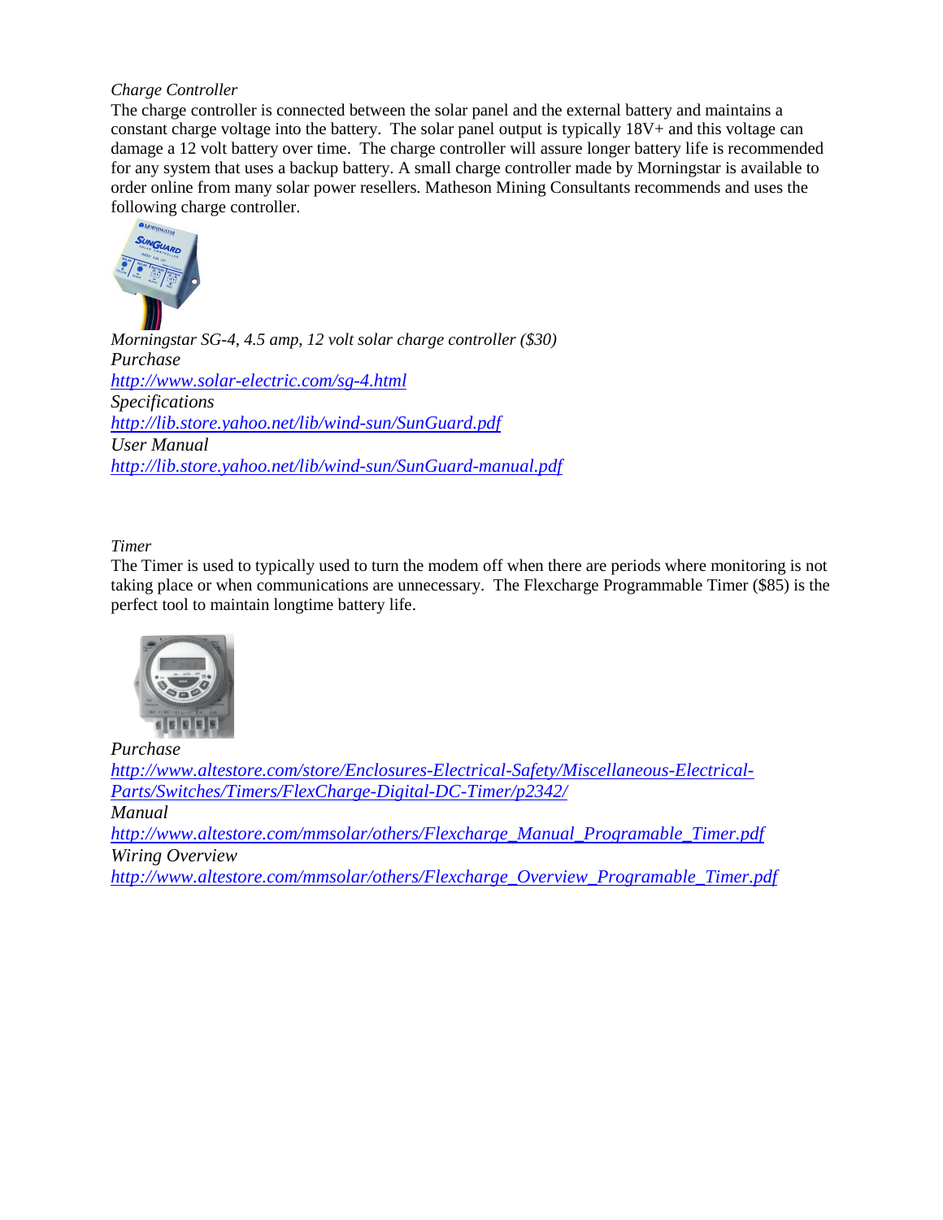*Charge Controller*

The charge controller is connected between the solar panel and the external battery and maintains a constant charge voltage into the battery. The solar panel output is typically 18V+ and this voltage can damage a 12 volt battery over time. The charge controller will assure longer battery life is recommended for any system that uses a backup battery. A small charge controller made by Morningstar is available to order online from many solar power resellers. Matheson Mining Consultants recommends and uses the following charge controller.

*Morningstar SG-4, 4.5 amp, 12 volt solar charge controller ($30)*

*Purchase*

*http://www.solar-electric.com/sg-4.html*

*Specifications*

*http://lib.store.yahoo.net/lib/wind-sun/SunGuard.pdf*

*User Manual*

*http://lib.store.yahoo.net/lib/wind-sun/SunGuard-manual.pdf*

*Timer*

The Timer is used to typically used to turn the modem off when there are periods where monitoring is not taking place or when communications are unnecessary. The Flexcharge Programmable Timer ($85) is the perfect tool to maintain longtime battery life.

*Purchase*

*http://www.altestore.com/store/Enclosures-Electrical-Safety/Miscellaneous-Electrical-Parts/Switches/Timers/FlexCharge-Digital-DC-Timer/p2342/*

*Manual*

*http://www.altestore.com/mmsolar/others/Flexcharge_Manual_Programable_Timer.pdf*

*Wiring Overview*

*http://www.altestore.com/mmsolar/others/Flexcharge_Overview_Programable_Timer.pdf*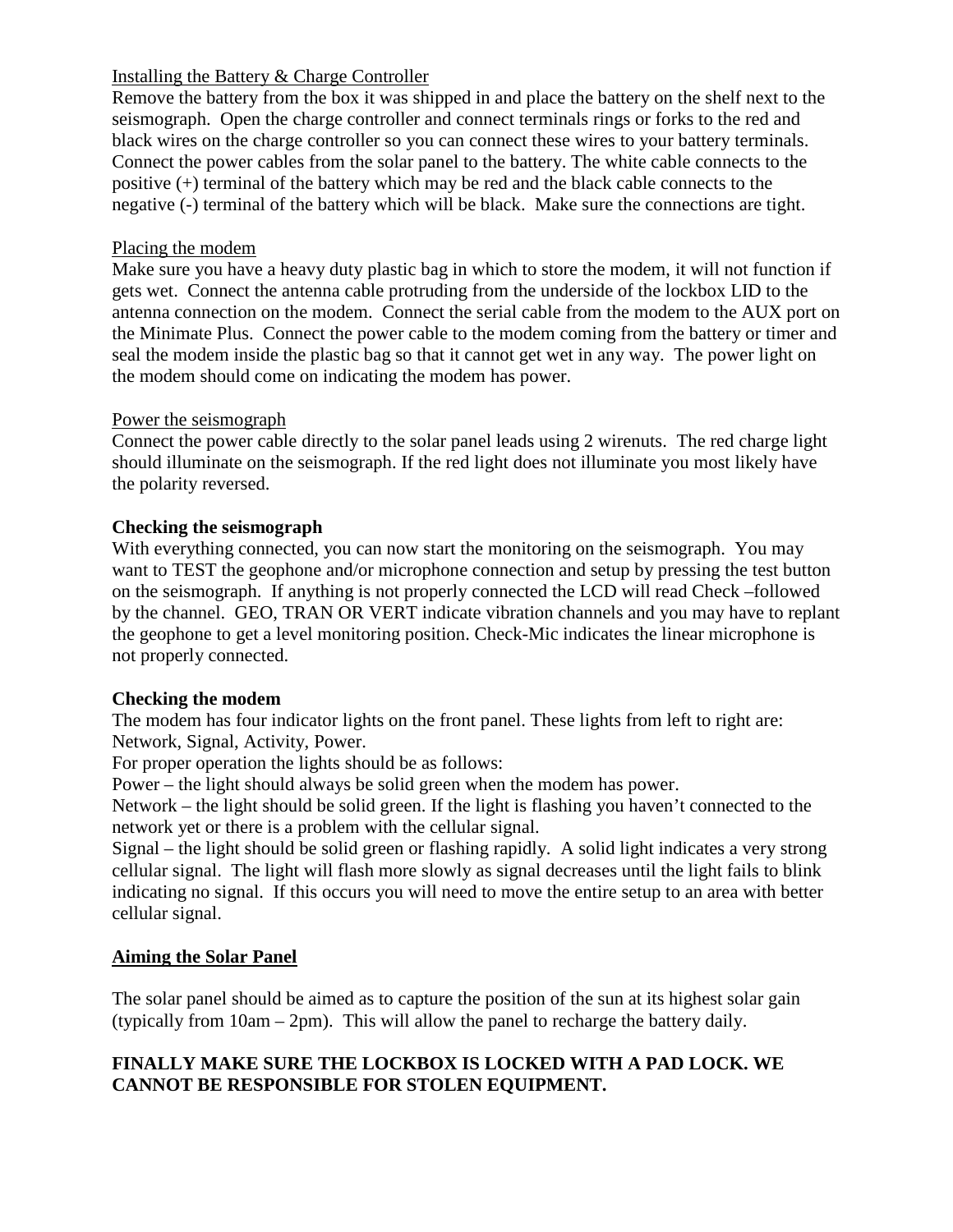Installing the Battery & Charge Controller

Remove the battery from the box it was shipped in and place the battery on the shelf next to the seismograph. Open the charge controller and connect terminals rings or forks to the red and black wires on the charge controller so you can connect these wires to your battery terminals. Connect the power cables from the solar panel to the battery. The white cable connects to the positive (+) terminal of the battery which may be red and the black cable connects to the negative (-) terminal of the battery which will be black. Make sure the connections are tight.

Placing the modem

Make sure you have a heavy duty plastic bag in which to store the modem, it will not function if gets wet. Connect the antenna cable protruding from the underside of the lockbox LID to the antenna connection on the modem. Connect the serial cable from the modem to the AUX port on the Minimate Plus. Connect the power cable to the modem coming from the battery or timer and seal the modem inside the plastic bag so that it cannot get wet in any way. The power light on the modem should come on indicating the modem has power.

Power the seismograph

Connect the power cable directly to the solar panel leads using 2 wirenuts. The red charge light should illuminate on the seismograph. If the red light does not illuminate you most likely have the polarity reversed.

**Checking the seismograph**

With everything connected, you can now start the monitoring on the seismograph. You may want to TEST the geophone and/or microphone connection and setup by pressing the test button on the seismograph. If anything is not properly connected the LCD will read Check –followed by the channel. GEO, TRAN OR VERT indicate vibration channels and you may have to replant the geophone to get a level monitoring position. Check-Mic indicates the linear microphone is not properly connected.

**Checking the modem**

The modem has four indicator lights on the front panel. These lights from left to right are: Network, Signal, Activity, Power.

For proper operation the lights should be as follows:

Power – the light should always be solid green when the modem has power.

Network – the light should be solid green. If the light is flashing you haven't connected to the network yet or there is a problem with the cellular signal.

Signal – the light should be solid green or flashing rapidly. A solid light indicates a very strong cellular signal. The light will flash more slowly as signal decreases until the light fails to blink indicating no signal. If this occurs you will need to move the entire setup to an area with better cellular signal.

**Aiming the Solar Panel**

The solar panel should be aimed as to capture the position of the sun at its highest solar gain (typically from 10am – 2pm). This will allow the panel to recharge the battery daily.

**FINALLY MAKE SURE THE LOCKBOX IS LOCKED WITH A PAD LOCK. WE CANNOT BE RESPONSIBLE FOR STOLEN EQUIPMENT.**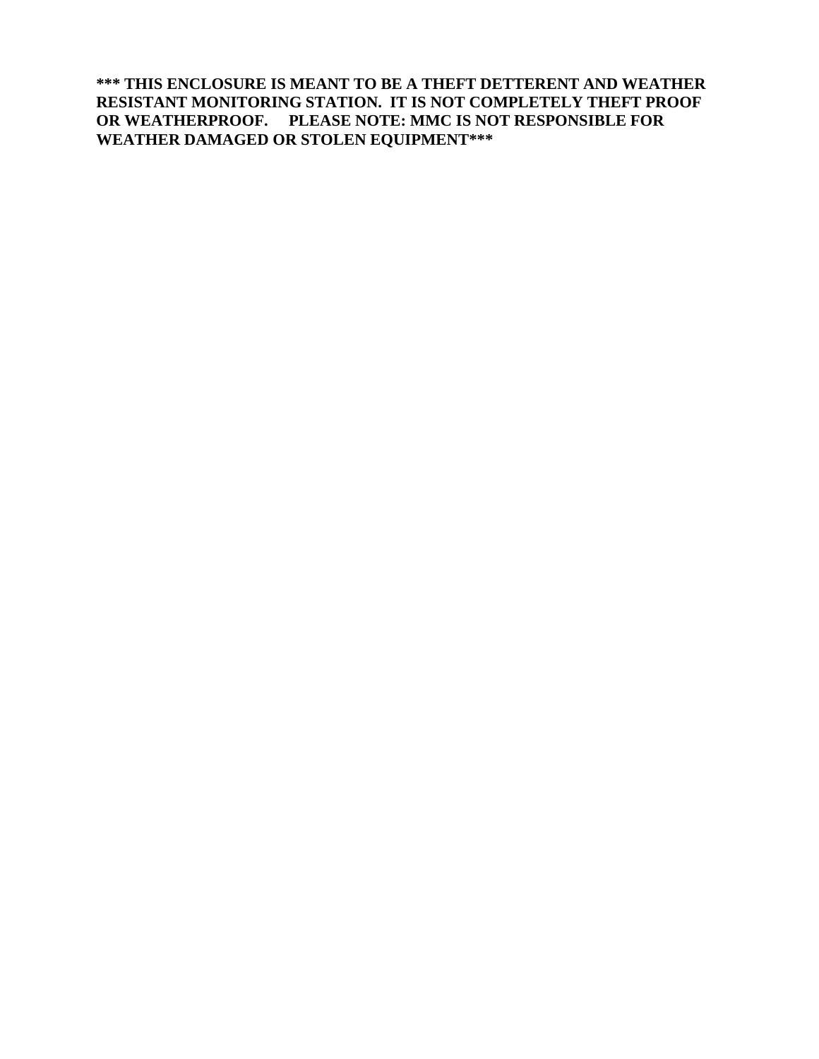**\*\*\* THIS ENCLOSURE IS MEANT TO BE A THEFT DETTERENT AND WEATHER RESISTANT MONITORING STATION. IT IS NOT COMPLETELY THEFT PROOF OR WEATHERPROOF. PLEASE NOTE: MMC IS NOT RESPONSIBLE FOR WEATHER DAMAGED OR STOLEN EQUIPMENT\*\*\***